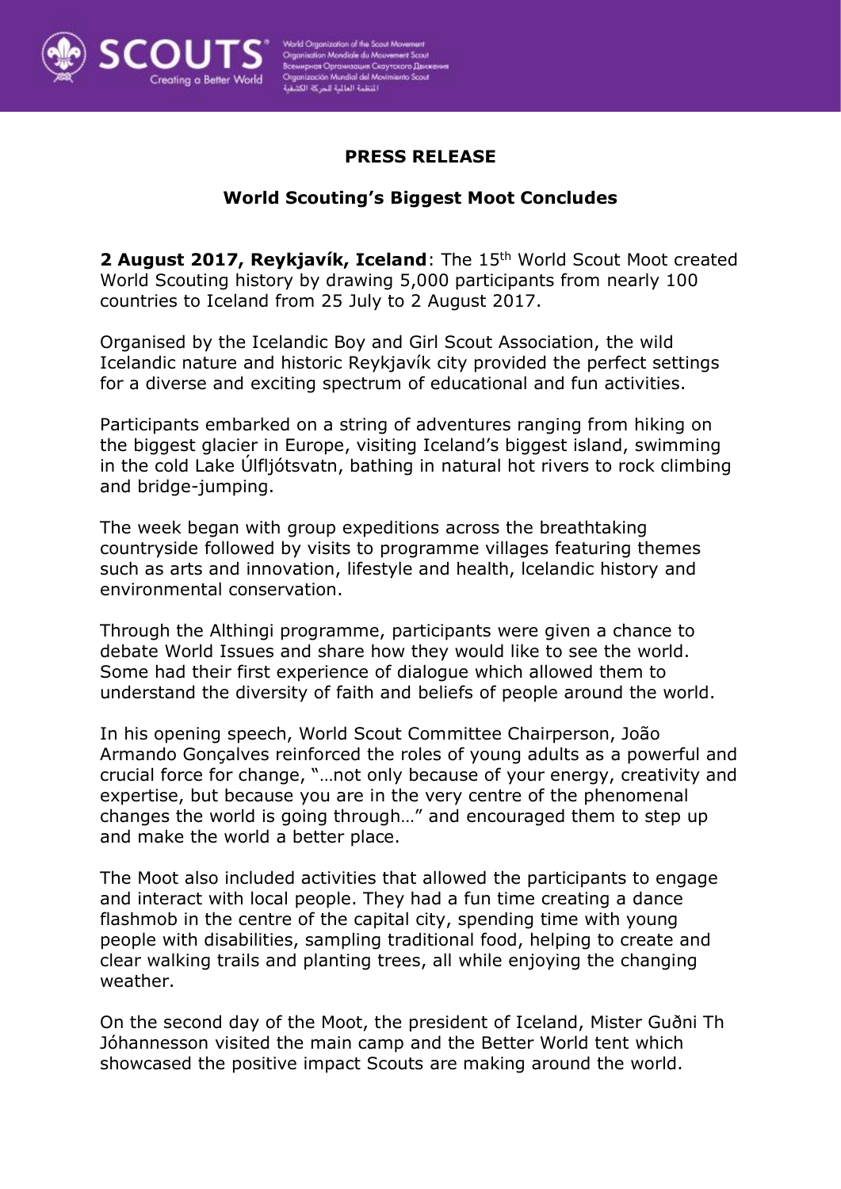**PRESS RELEASE**

**World Scouting's Biggest Moot Concludes**

**2 August 2017, Reykjavík, Iceland**: The 15th World Scout Moot created World Scouting history by drawing 5,000 participants from nearly 100 countries to Iceland from 25 July to 2 August 2017.

Organised by the Icelandic Boy and Girl Scout Association, the wild Icelandic nature and historic Reykjavík city provided the perfect settings for a diverse and exciting spectrum of educational and fun activities.

Participants embarked on a string of adventures ranging from hiking on the biggest glacier in Europe, visiting Iceland's biggest island, swimming in the cold Lake Úlfljótsvatn, bathing in natural hot rivers to rock climbing and bridge-jumping.

The week began with group expeditions across the breathtaking countryside followed by visits to programme villages featuring themes such as arts and innovation, lifestyle and health, Icelandic history and environmental conservation.

Through the Althingi programme, participants were given a chance to debate World Issues and share how they would like to see the world. Some had their first experience of dialogue which allowed them to understand the diversity of faith and beliefs of people around the world.

In his opening speech, World Scout Committee Chairperson, João Armando Gonçalves reinforced the roles of young adults as a powerful and crucial force for change, "…not only because of your energy, creativity and expertise, but because you are in the very centre of the phenomenal changes the world is going through…" and encouraged them to step up and make the world a better place.

The Moot also included activities that allowed the participants to engage and interact with local people. They had a fun time creating a dance flashmob in the centre of the capital city, spending time with young people with disabilities, sampling traditional food, helping to create and clear walking trails and planting trees, all while enjoying the changing weather.

On the second day of the Moot, the president of Iceland, Mister Guðni Th Jóhannesson visited the main camp and the Better World tent which showcased the positive impact Scouts are making around the world.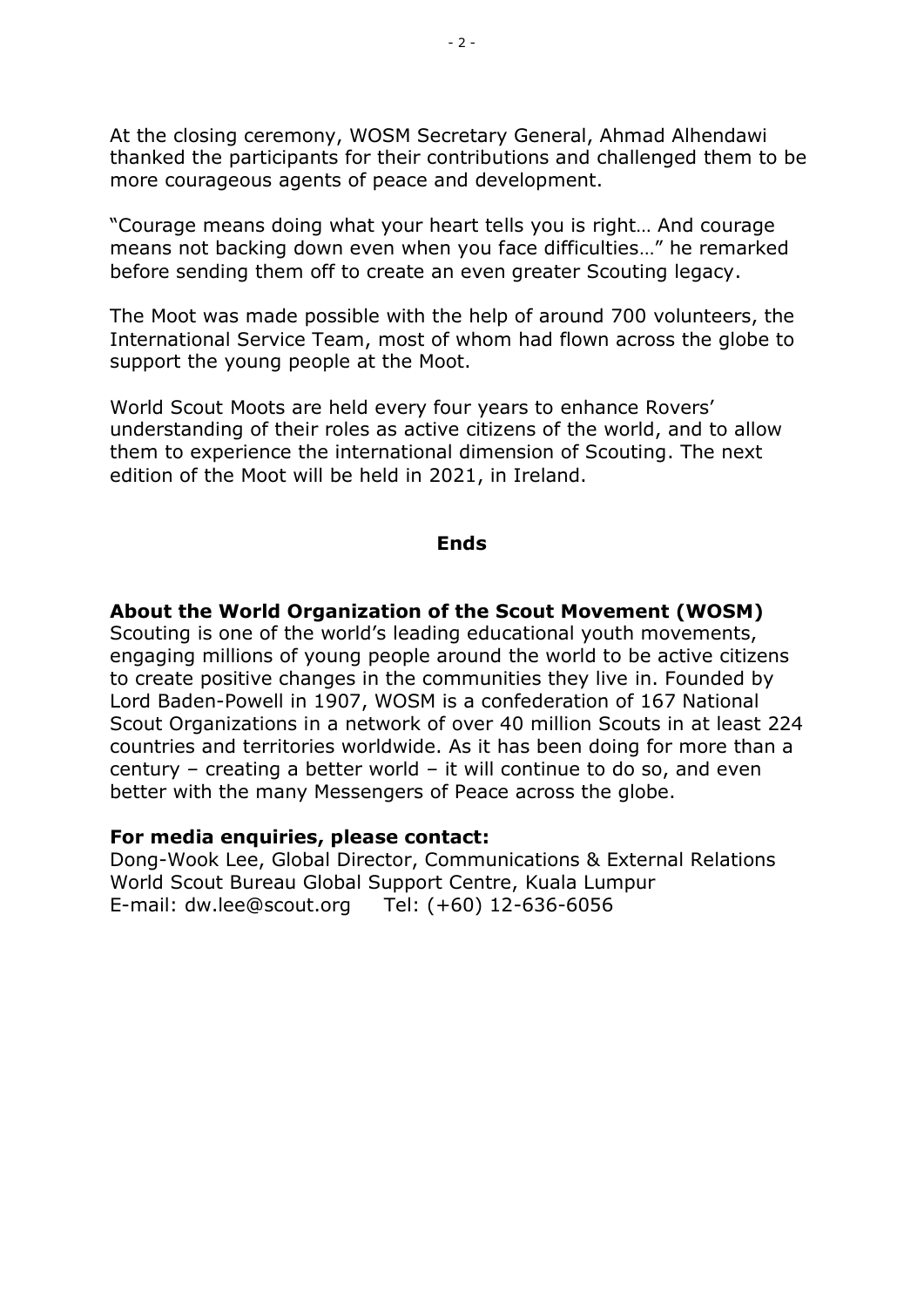At the closing ceremony, WOSM Secretary General, Ahmad Alhendawi thanked the participants for their contributions and challenged them to be more courageous agents of peace and development.

"Courage means doing what your heart tells you is right… And courage means not backing down even when you face difficulties…" he remarked before sending them off to create an even greater Scouting legacy.

The Moot was made possible with the help of around 700 volunteers, the International Service Team, most of whom had flown across the globe to support the young people at the Moot.

World Scout Moots are held every four years to enhance Rovers' understanding of their roles as active citizens of the world, and to allow them to experience the international dimension of Scouting. The next edition of the Moot will be held in 2021, in Ireland.

**Ends**

**About the World Organization of the Scout Movement (WOSM)**
Scouting is one of the world's leading educational youth movements, engaging millions of young people around the world to be active citizens to create positive changes in the communities they live in. Founded by Lord Baden-Powell in 1907, WOSM is a confederation of 167 National Scout Organizations in a network of over 40 million Scouts in at least 224 countries and territories worldwide. As it has been doing for more than a century – creating a better world – it will continue to do so, and even better with the many Messengers of Peace across the globe.

**For media enquiries, please contact:**
Dong-Wook Lee, Global Director, Communications & External Relations
World Scout Bureau Global Support Centre, Kuala Lumpur
E-mail: dw.lee@scout.org Tel: (+60) 12-636-6056